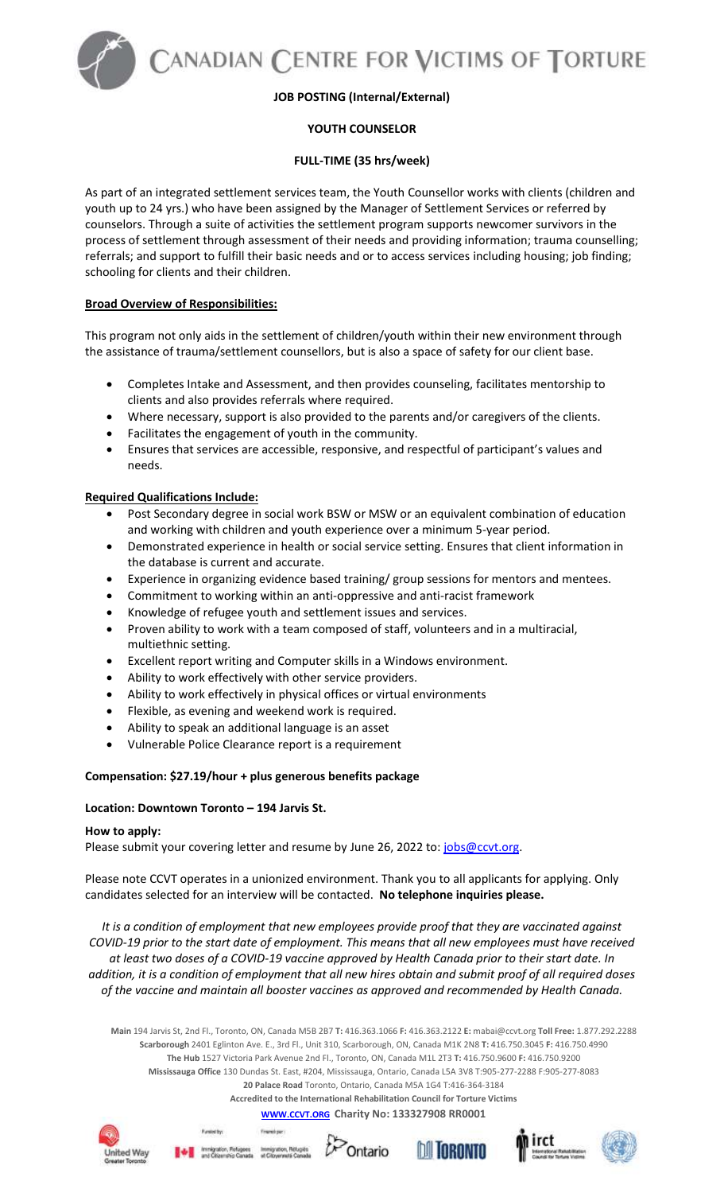# CANADIAN CENTRE FOR VICTIMS OF TORTURE

**JOB POSTING (Internal/External)**

**YOUTH COUNSELOR**

**FULL-TIME (35 hrs/week)**

As part of an integrated settlement services team, the Youth Counsellor works with clients (children and youth up to 24 yrs.) who have been assigned by the Manager of Settlement Services or referred by counselors. Through a suite of activities the settlement program supports newcomer survivors in the process of settlement through assessment of their needs and providing information; trauma counselling; referrals; and support to fulfill their basic needs and or to access services including housing; job finding; schooling for clients and their children.

**Broad Overview of Responsibilities:**

This program not only aids in the settlement of children/youth within their new environment through the assistance of trauma/settlement counsellors, but is also a space of safety for our client base.

- Completes Intake and Assessment, and then provides counseling, facilitates mentorship to clients and also provides referrals where required.
- Where necessary, support is also provided to the parents and/or caregivers of the clients.
- Facilitates the engagement of youth in the community.
- Ensures that services are accessible, responsive, and respectful of participant's values and needs.

**Required Qualifications Include:**

- Post Secondary degree in social work BSW or MSW or an equivalent combination of education and working with children and youth experience over a minimum 5-year period.
- Demonstrated experience in health or social service setting. Ensures that client information in the database is current and accurate.
- Experience in organizing evidence based training/ group sessions for mentors and mentees.
- Commitment to working within an anti-oppressive and anti-racist framework
- Knowledge of refugee youth and settlement issues and services.
- Proven ability to work with a team composed of staff, volunteers and in a multiracial, multiethnic setting.
- Excellent report writing and Computer skills in a Windows environment.
- Ability to work effectively with other service providers.
- Ability to work effectively in physical offices or virtual environments
- Flexible, as evening and weekend work is required.
- Ability to speak an additional language is an asset
- Vulnerable Police Clearance report is a requirement

**Compensation: $27.19/hour + plus generous benefits package**

**Location: Downtown Toronto – 194 Jarvis St.**

**How to apply:**

Please submit your covering letter and resume by June 26, 2022 to: jobs@ccvt.org.

Please note CCVT operates in a unionized environment. Thank you to all applicants for applying. Only candidates selected for an interview will be contacted. **No telephone inquiries please.**

*It is a condition of employment that new employees provide proof that they are vaccinated against COVID-19 prior to the start date of employment. This means that all new employees must have received at least two doses of a COVID-19 vaccine approved by Health Canada prior to their start date. In addition, it is a condition of employment that all new hires obtain and submit proof of all required doses of the vaccine and maintain all booster vaccines as approved and recommended by Health Canada.*

**Main** 194 Jarvis St, 2nd Fl., Toronto, ON, Canada M5B 2B7 **T:** 416.363.1066 **F:** 416.363.2122 **E:** mabai@ccvt.org **Toll Free:** 1.877.292.2288
**Scarborough** 2401 Eglinton Ave. E., 3rd Fl., Unit 310, Scarborough, ON, Canada M1K 2N8 **T:** 416.750.3045 **F:** 416.750.4990
**The Hub** 1527 Victoria Park Avenue 2nd Fl., Toronto, ON, Canada M1L 2T3 **T:** 416.750.9600 **F:** 416.750.9200
**Mississauga Office** 130 Dundas St. East, #204, Mississauga, Ontario, Canada L5A 3V8 T:905-277-2288 F:905-277-8083
**20 Palace Road** Toronto, Ontario, Canada M5A 1G4 T:416-364-3184
**Accredited to the International Rehabilitation Council for Torture Victims**
**WWW.CCVT.ORG Charity No: 133327908 RR0001**

United Way Greater Toronto · Funded by: Immigration, Refugees and Citizenship Canada / Financé par : Immigration, Réfugiés et Citoyenneté Canada · Ontario · Toronto · irct International Rehabilitation Council for Torture Victims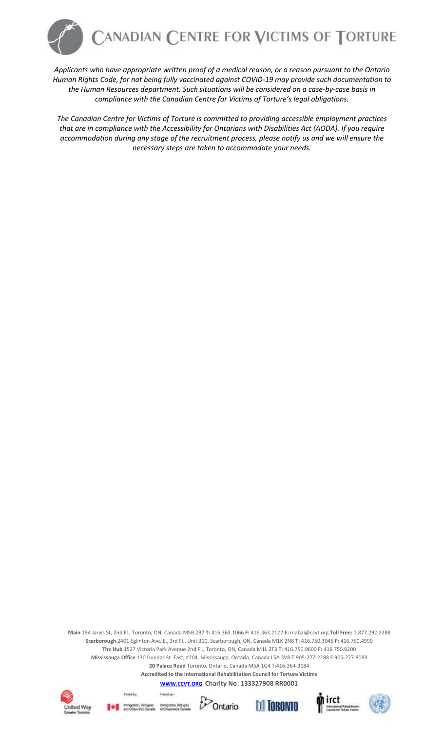*Applicants who have appropriate written proof of a medical reason, or a reason pursuant to the Ontario Human Rights Code, for not being fully vaccinated against COVID-19 may provide such documentation to the Human Resources department. Such situations will be considered on a case-by-case basis in compliance with the Canadian Centre for Victims of Torture's legal obligations.*

*The Canadian Centre for Victims of Torture is committed to providing accessible employment practices that are in compliance with the Accessibility for Ontarians with Disabilities Act (AODA). If you require accommodation during any stage of the recruitment process, please notify us and we will ensure the necessary steps are taken to accommodate your needs.*

**Main** 194 Jarvis St, 2nd Fl., Toronto, ON, Canada M5B 2B7 **T:** 416.363.1066 **F:** 416.363.2122 **E:** mabai@ccvt.org **Toll Free:** 1.877.292.2288
**Scarborough** 2401 Eglinton Ave. E., 3rd Fl., Unit 310, Scarborough, ON, Canada M1K 2N8 **T:** 416.750.3045 **F:** 416.750.4990
**The Hub** 1527 Victoria Park Avenue 2nd Fl., Toronto, ON, Canada M1L 2T3 **T:** 416.750.9600 **F:** 416.750.9200
**Mississauga Office** 130 Dundas St. East, #204, Mississauga, Ontario, Canada L5A 3V8 T:905-277-2288 F:905-277-8083
**20 Palace Road** Toronto, Ontario, Canada M5A 1G4 T:416-364-3184
**Accredited to the International Rehabilitation Council for Torture Victims**
**WWW.CCVT.ORG Charity No: 133327908 RR0001**